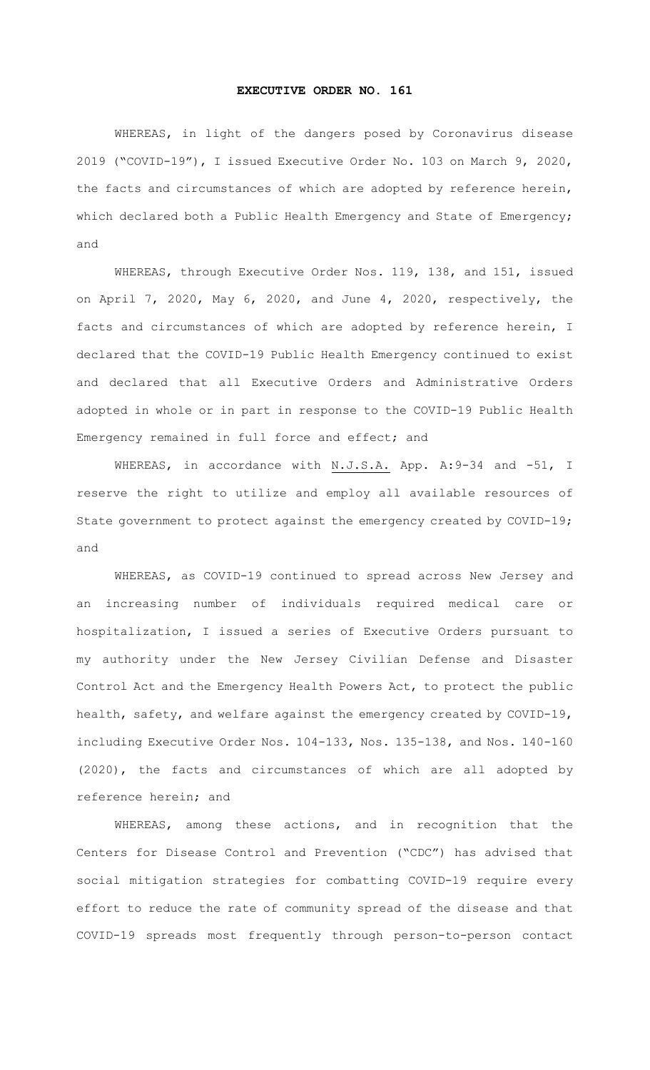# EXECUTIVE ORDER NO. 161

WHEREAS, in light of the dangers posed by Coronavirus disease 2019 ("COVID-19"), I issued Executive Order No. 103 on March 9, 2020, the facts and circumstances of which are adopted by reference herein, which declared both a Public Health Emergency and State of Emergency; and

WHEREAS, through Executive Order Nos. 119, 138, and 151, issued on April 7, 2020, May 6, 2020, and June 4, 2020, respectively, the facts and circumstances of which are adopted by reference herein, I declared that the COVID-19 Public Health Emergency continued to exist and declared that all Executive Orders and Administrative Orders adopted in whole or in part in response to the COVID-19 Public Health Emergency remained in full force and effect; and

WHEREAS, in accordance with N.J.S.A. App. A:9-34 and -51, I reserve the right to utilize and employ all available resources of State government to protect against the emergency created by COVID-19; and

WHEREAS, as COVID-19 continued to spread across New Jersey and an increasing number of individuals required medical care or hospitalization, I issued a series of Executive Orders pursuant to my authority under the New Jersey Civilian Defense and Disaster Control Act and the Emergency Health Powers Act, to protect the public health, safety, and welfare against the emergency created by COVID-19, including Executive Order Nos. 104-133, Nos. 135-138, and Nos. 140-160 (2020), the facts and circumstances of which are all adopted by reference herein; and

WHEREAS, among these actions, and in recognition that the Centers for Disease Control and Prevention ("CDC") has advised that social mitigation strategies for combatting COVID-19 require every effort to reduce the rate of community spread of the disease and that COVID-19 spreads most frequently through person-to-person contact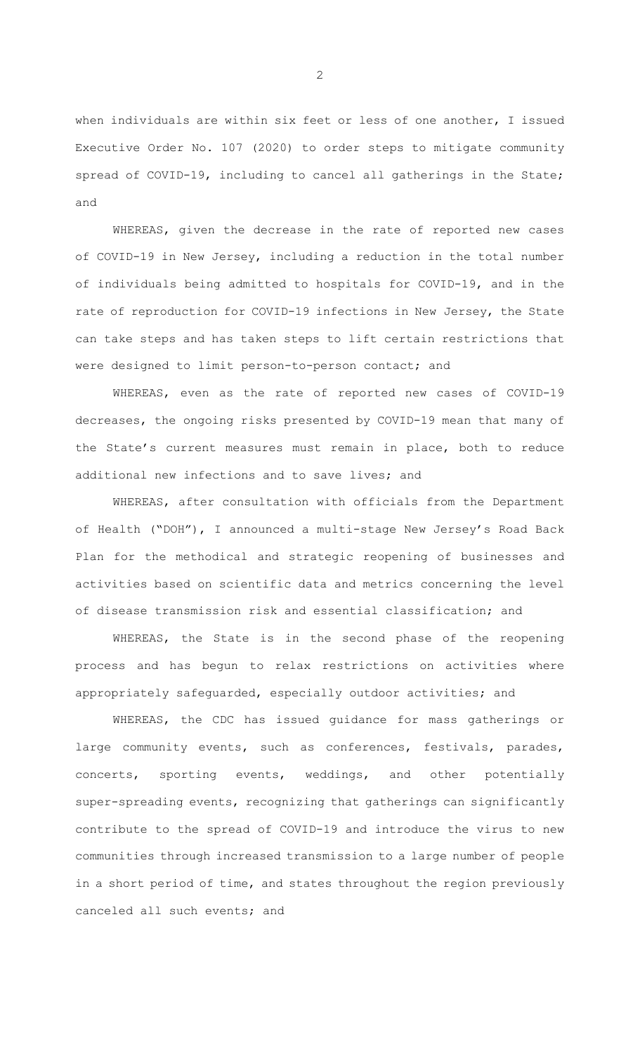when individuals are within six feet or less of one another, I issued Executive Order No. 107 (2020) to order steps to mitigate community spread of COVID-19, including to cancel all gatherings in the State; and

WHEREAS, given the decrease in the rate of reported new cases of COVID-19 in New Jersey, including a reduction in the total number of individuals being admitted to hospitals for COVID-19, and in the rate of reproduction for COVID-19 infections in New Jersey, the State can take steps and has taken steps to lift certain restrictions that were designed to limit person-to-person contact; and

WHEREAS, even as the rate of reported new cases of COVID-19 decreases, the ongoing risks presented by COVID-19 mean that many of the State's current measures must remain in place, both to reduce additional new infections and to save lives; and

WHEREAS, after consultation with officials from the Department of Health ("DOH"), I announced a multi-stage New Jersey's Road Back Plan for the methodical and strategic reopening of businesses and activities based on scientific data and metrics concerning the level of disease transmission risk and essential classification; and

WHEREAS, the State is in the second phase of the reopening process and has begun to relax restrictions on activities where appropriately safeguarded, especially outdoor activities; and

WHEREAS, the CDC has issued guidance for mass gatherings or large community events, such as conferences, festivals, parades, concerts, sporting events, weddings, and other potentially super-spreading events, recognizing that gatherings can significantly contribute to the spread of COVID-19 and introduce the virus to new communities through increased transmission to a large number of people in a short period of time, and states throughout the region previously canceled all such events; and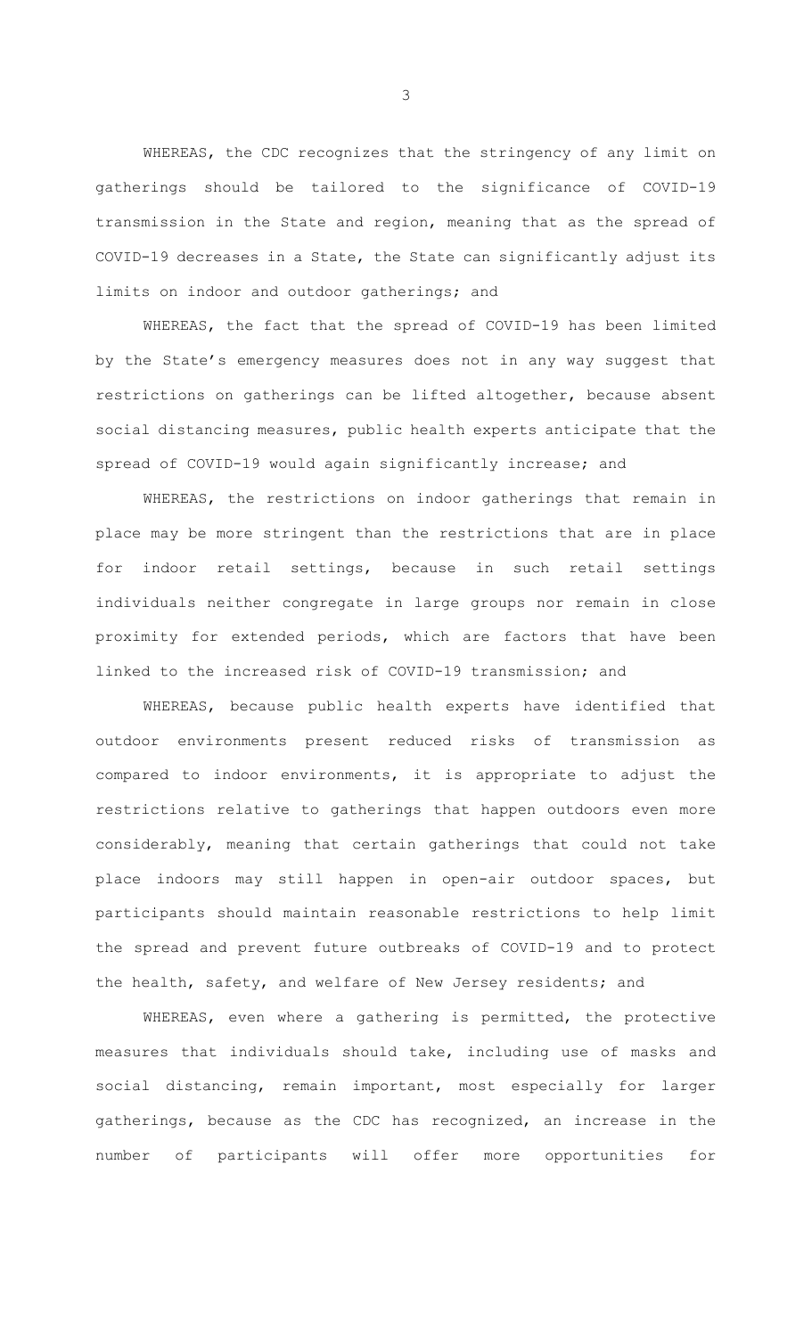WHEREAS, the CDC recognizes that the stringency of any limit on gatherings should be tailored to the significance of COVID-19 transmission in the State and region, meaning that as the spread of COVID-19 decreases in a State, the State can significantly adjust its limits on indoor and outdoor gatherings; and

WHEREAS, the fact that the spread of COVID-19 has been limited by the State's emergency measures does not in any way suggest that restrictions on gatherings can be lifted altogether, because absent social distancing measures, public health experts anticipate that the spread of COVID-19 would again significantly increase; and

WHEREAS, the restrictions on indoor gatherings that remain in place may be more stringent than the restrictions that are in place for indoor retail settings, because in such retail settings individuals neither congregate in large groups nor remain in close proximity for extended periods, which are factors that have been linked to the increased risk of COVID-19 transmission; and

WHEREAS, because public health experts have identified that outdoor environments present reduced risks of transmission as compared to indoor environments, it is appropriate to adjust the restrictions relative to gatherings that happen outdoors even more considerably, meaning that certain gatherings that could not take place indoors may still happen in open-air outdoor spaces, but participants should maintain reasonable restrictions to help limit the spread and prevent future outbreaks of COVID-19 and to protect the health, safety, and welfare of New Jersey residents; and

WHEREAS, even where a gathering is permitted, the protective measures that individuals should take, including use of masks and social distancing, remain important, most especially for larger gatherings, because as the CDC has recognized, an increase in the number of participants will offer more opportunities for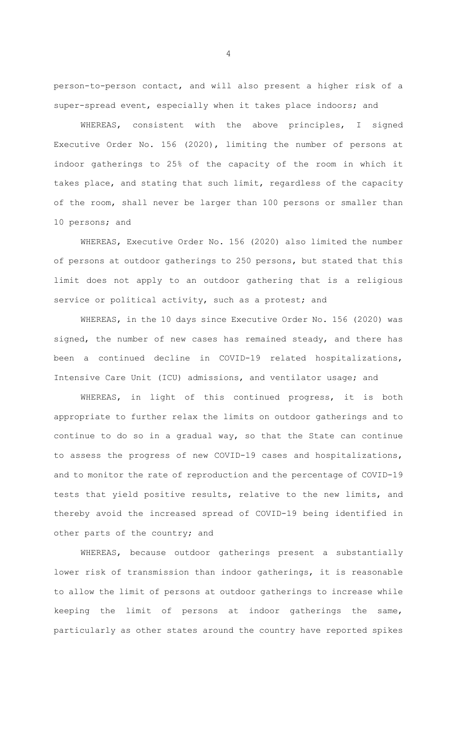person-to-person contact, and will also present a higher risk of a super-spread event, especially when it takes place indoors; and

WHEREAS, consistent with the above principles, I signed Executive Order No. 156 (2020), limiting the number of persons at indoor gatherings to 25% of the capacity of the room in which it takes place, and stating that such limit, regardless of the capacity of the room, shall never be larger than 100 persons or smaller than 10 persons; and

WHEREAS, Executive Order No. 156 (2020) also limited the number of persons at outdoor gatherings to 250 persons, but stated that this limit does not apply to an outdoor gathering that is a religious service or political activity, such as a protest; and

WHEREAS, in the 10 days since Executive Order No. 156 (2020) was signed, the number of new cases has remained steady, and there has been a continued decline in COVID-19 related hospitalizations, Intensive Care Unit (ICU) admissions, and ventilator usage; and

WHEREAS, in light of this continued progress, it is both appropriate to further relax the limits on outdoor gatherings and to continue to do so in a gradual way, so that the State can continue to assess the progress of new COVID-19 cases and hospitalizations, and to monitor the rate of reproduction and the percentage of COVID-19 tests that yield positive results, relative to the new limits, and thereby avoid the increased spread of COVID-19 being identified in other parts of the country; and

WHEREAS, because outdoor gatherings present a substantially lower risk of transmission than indoor gatherings, it is reasonable to allow the limit of persons at outdoor gatherings to increase while keeping the limit of persons at indoor gatherings the same, particularly as other states around the country have reported spikes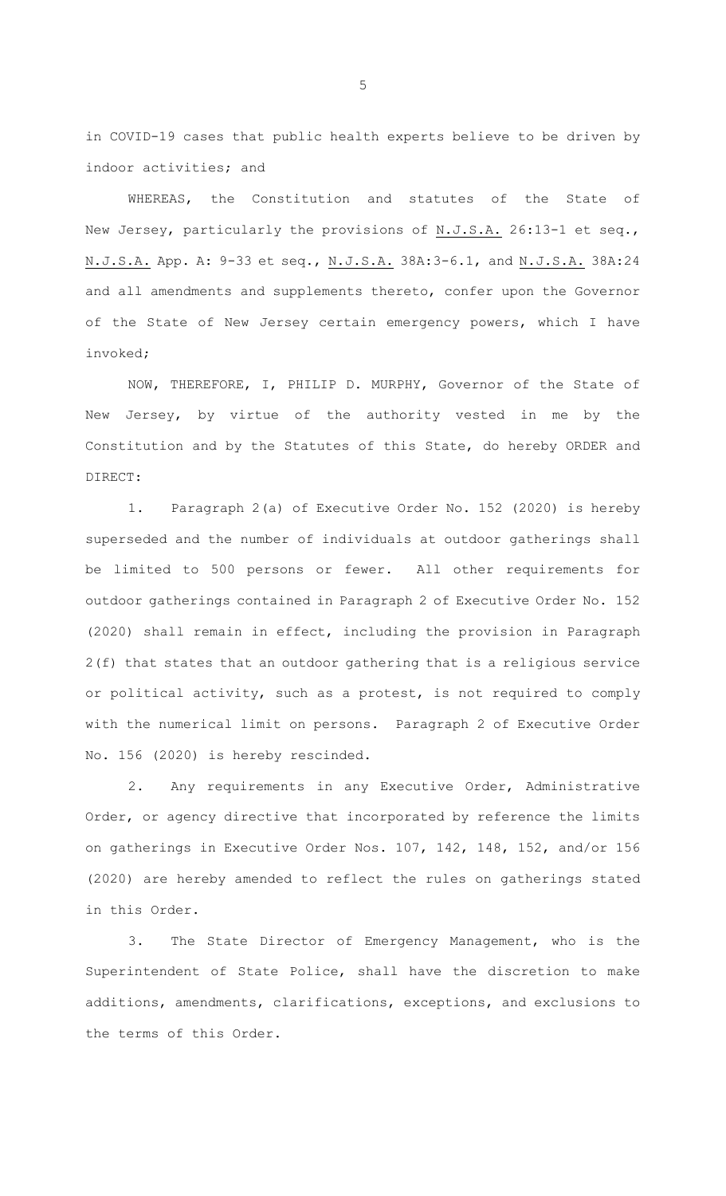in COVID-19 cases that public health experts believe to be driven by indoor activities; and

WHEREAS, the Constitution and statutes of the State of New Jersey, particularly the provisions of N.J.S.A. 26:13-1 et seq., N.J.S.A. App. A: 9-33 et seq., N.J.S.A. 38A:3-6.1, and N.J.S.A. 38A:24 and all amendments and supplements thereto, confer upon the Governor of the State of New Jersey certain emergency powers, which I have invoked;

NOW, THEREFORE, I, PHILIP D. MURPHY, Governor of the State of New Jersey, by virtue of the authority vested in me by the Constitution and by the Statutes of this State, do hereby ORDER and DIRECT:

1. Paragraph 2(a) of Executive Order No. 152 (2020) is hereby superseded and the number of individuals at outdoor gatherings shall be limited to 500 persons or fewer. All other requirements for outdoor gatherings contained in Paragraph 2 of Executive Order No. 152 (2020) shall remain in effect, including the provision in Paragraph 2(f) that states that an outdoor gathering that is a religious service or political activity, such as a protest, is not required to comply with the numerical limit on persons. Paragraph 2 of Executive Order No. 156 (2020) is hereby rescinded.

2. Any requirements in any Executive Order, Administrative Order, or agency directive that incorporated by reference the limits on gatherings in Executive Order Nos. 107, 142, 148, 152, and/or 156 (2020) are hereby amended to reflect the rules on gatherings stated in this Order.

3. The State Director of Emergency Management, who is the Superintendent of State Police, shall have the discretion to make additions, amendments, clarifications, exceptions, and exclusions to the terms of this Order.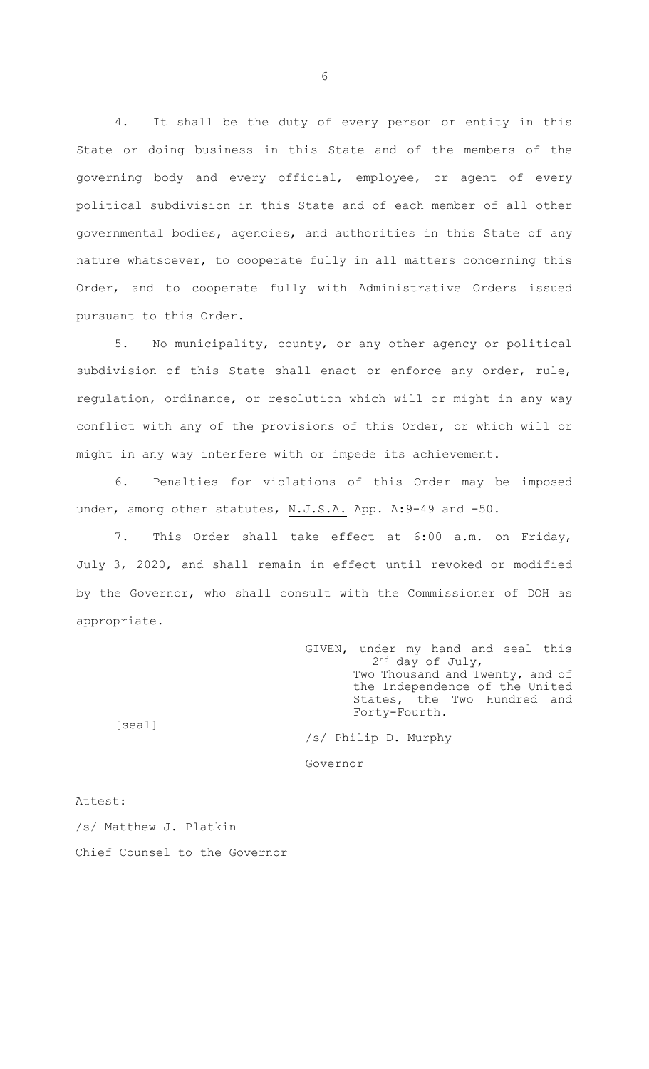4. It shall be the duty of every person or entity in this State or doing business in this State and of the members of the governing body and every official, employee, or agent of every political subdivision in this State and of each member of all other governmental bodies, agencies, and authorities in this State of any nature whatsoever, to cooperate fully in all matters concerning this Order, and to cooperate fully with Administrative Orders issued pursuant to this Order.

5. No municipality, county, or any other agency or political subdivision of this State shall enact or enforce any order, rule, regulation, ordinance, or resolution which will or might in any way conflict with any of the provisions of this Order, or which will or might in any way interfere with or impede its achievement.

6. Penalties for violations of this Order may be imposed under, among other statutes, N.J.S.A. App. A:9-49 and -50.

7. This Order shall take effect at 6:00 a.m. on Friday, July 3, 2020, and shall remain in effect until revoked or modified by the Governor, who shall consult with the Commissioner of DOH as appropriate.

GIVEN, under my hand and seal this 2nd day of July, Two Thousand and Twenty, and of the Independence of the United States, the Two Hundred and Forty-Fourth.

[seal]

/s/ Philip D. Murphy

Governor

Attest:

/s/ Matthew J. Platkin

Chief Counsel to the Governor